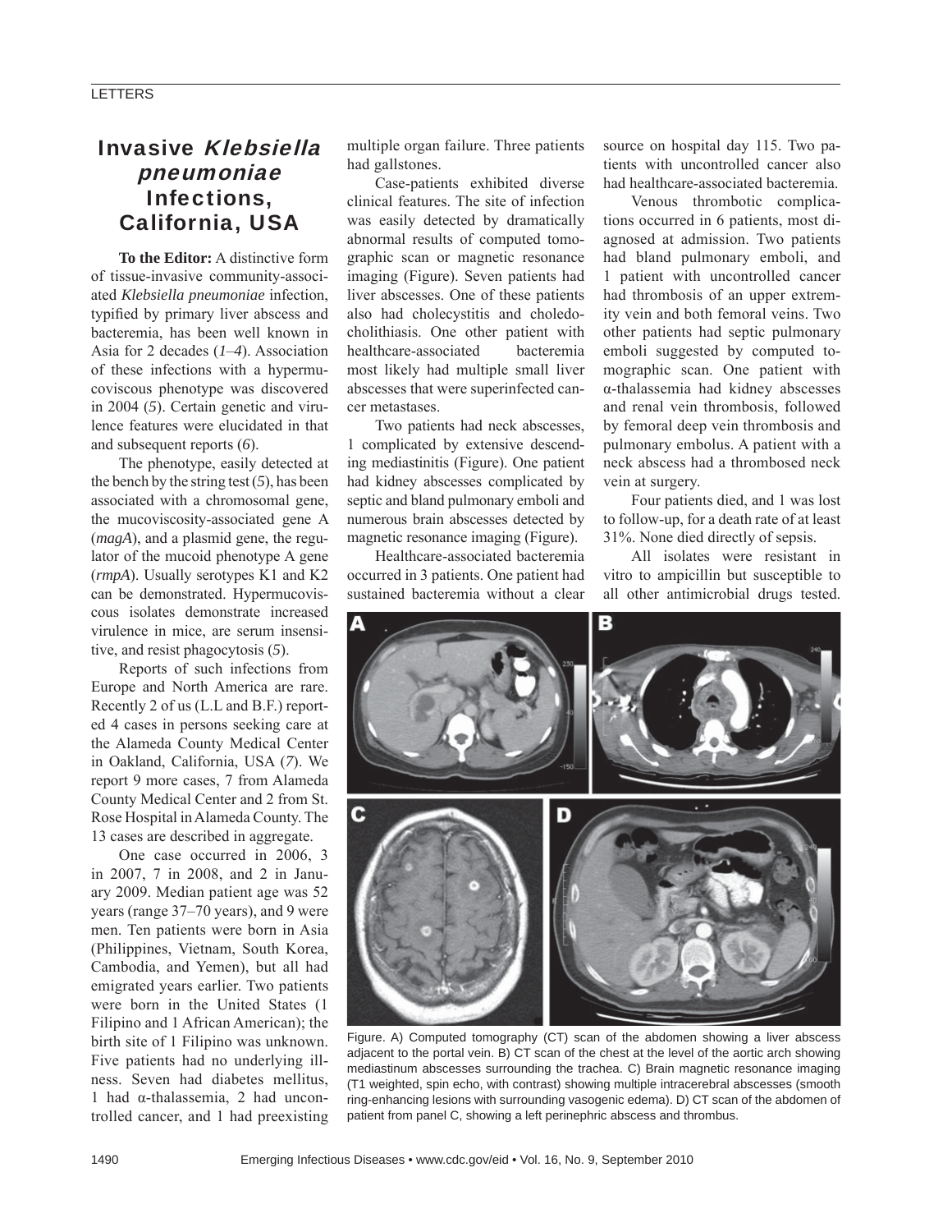# Invasive *Klebsiella pneumoniae* Infections, California, USA

**To the Editor:** A distinctive form of tissue-invasive community-associated *Klebsiella pneumoniae* infection, typified by primary liver abscess and bacteremia, has been well known in Asia for 2 decades (*1–4*). Association of these infections with a hypermucoviscous phenotype was discovered in 2004 (*5*). Certain genetic and virulence features were elucidated in that and subsequent reports (*6*).

The phenotype, easily detected at the bench by the string test (*5*), has been associated with a chromosomal gene, the mucoviscosity-associated gene A (*magA*), and a plasmid gene, the regulator of the mucoid phenotype A gene (*rmpA*). Usually serotypes K1 and K2 can be demonstrated. Hypermucoviscous isolates demonstrate increased virulence in mice, are serum insensitive, and resist phagocytosis (*5*).

Reports of such infections from Europe and North America are rare. Recently 2 of us (L.L and B.F.) reported 4 cases in persons seeking care at the Alameda County Medical Center in Oakland, California, USA (*7*). We report 9 more cases, 7 from Alameda County Medical Center and 2 from St. Rose Hospital in Alameda County. The 13 cases are described in aggregate.

One case occurred in 2006, 3 in 2007, 7 in 2008, and 2 in January 2009. Median patient age was 52 years (range 37–70 years), and 9 were men. Ten patients were born in Asia (Philippines, Vietnam, South Korea, Cambodia, and Yemen), but all had emigrated years earlier. Two patients were born in the United States (1 Filipino and 1 African American); the birth site of 1 Filipino was unknown. Five patients had no underlying illness. Seven had diabetes mellitus, 1 had α-thalassemia, 2 had uncontrolled cancer, and 1 had preexisting multiple organ failure. Three patients had gallstones.

Case-patients exhibited diverse clinical features. The site of infection was easily detected by dramatically abnormal results of computed tomographic scan or magnetic resonance imaging (Figure). Seven patients had liver abscesses. One of these patients also had cholecystitis and choledocholithiasis. One other patient with healthcare-associated bacteremia most likely had multiple small liver abscesses that were superinfected cancer metastases.

Two patients had neck abscesses, 1 complicated by extensive descending mediastinitis (Figure). One patient had kidney abscesses complicated by septic and bland pulmonary emboli and numerous brain abscesses detected by magnetic resonance imaging (Figure).

Healthcare-associated bacteremia occurred in 3 patients. One patient had sustained bacteremia without a clear source on hospital day 115. Two patients with uncontrolled cancer also had healthcare-associated bacteremia.

Venous thrombotic complications occurred in 6 patients, most diagnosed at admission. Two patients had bland pulmonary emboli, and 1 patient with uncontrolled cancer had thrombosis of an upper extremity vein and both femoral veins. Two other patients had septic pulmonary emboli suggested by computed tomographic scan. One patient with α-thalassemia had kidney abscesses and renal vein thrombosis, followed by femoral deep vein thrombosis and pulmonary embolus. A patient with a neck abscess had a thrombosed neck vein at surgery.

Four patients died, and 1 was lost to follow-up, for a death rate of at least 31%. None died directly of sepsis.

All isolates were resistant in vitro to ampicillin but susceptible to all other antimicrobial drugs tested.

Figure. A) Computed tomography (CT) scan of the abdomen showing a liver abscess adjacent to the portal vein. B) CT scan of the chest at the level of the aortic arch showing mediastinum abscesses surrounding the trachea. C) Brain magnetic resonance imaging (T1 weighted, spin echo, with contrast) showing multiple intracerebral abscesses (smooth ring-enhancing lesions with surrounding vasogenic edema). D) CT scan of the abdomen of patient from panel C, showing a left perinephric abscess and thrombus.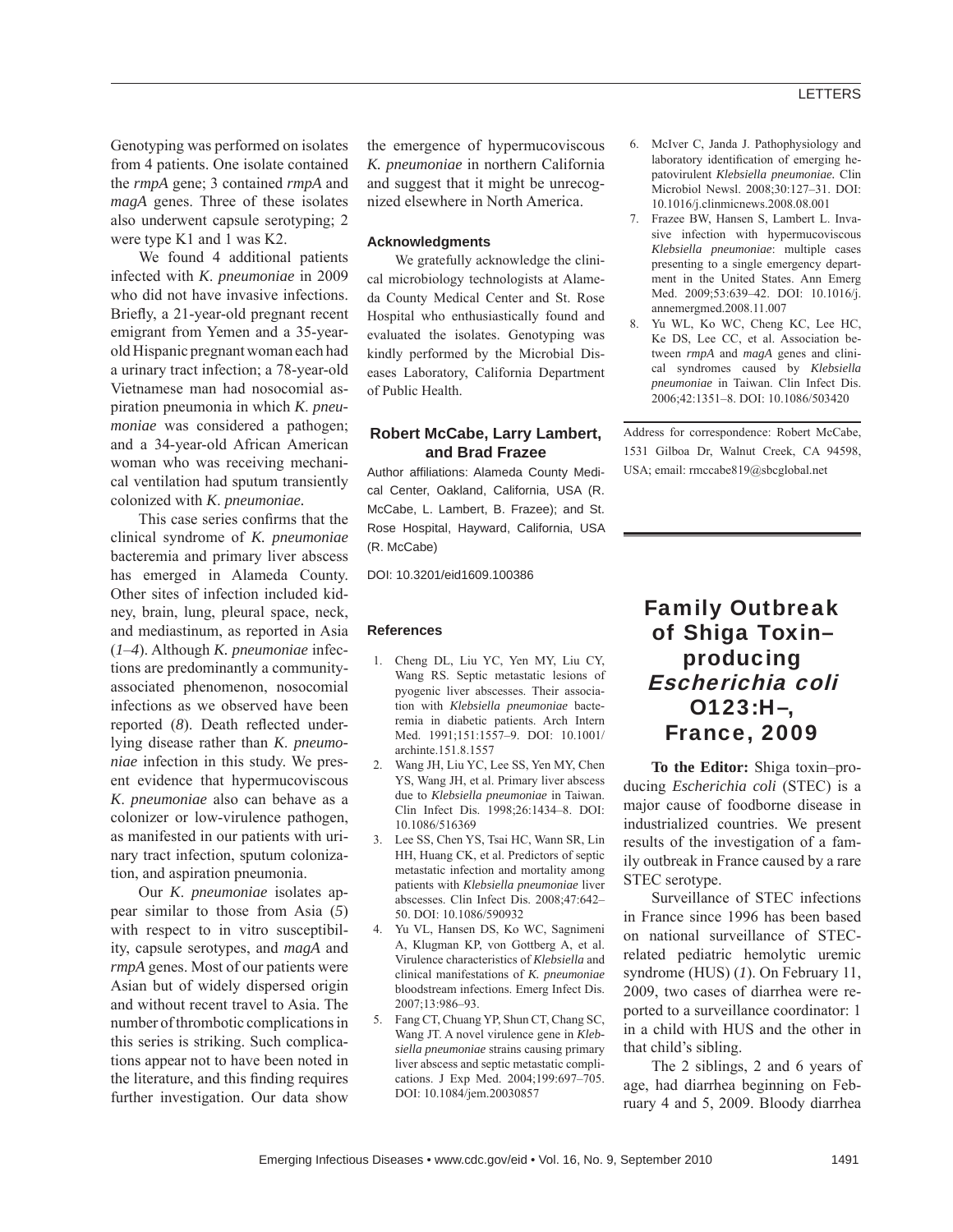Genotyping was performed on isolates from 4 patients. One isolate contained the *rmpA* gene; 3 contained *rmpA* and *magA* genes. Three of these isolates also underwent capsule serotyping; 2 were type K1 and 1 was K2.

We found 4 additional patients infected with *K. pneumoniae* in 2009 who did not have invasive infections. Briefly, a 21-year-old pregnant recent emigrant from Yemen and a 35-year-old Hispanic pregnant woman each had a urinary tract infection; a 78-year-old Vietnamese man had nosocomial aspiration pneumonia in which *K. pneumoniae* was considered a pathogen; and a 34-year-old African American woman who was receiving mechanical ventilation had sputum transiently colonized with *K. pneumoniae.*

This case series confirms that the clinical syndrome of *K. pneumoniae* bacteremia and primary liver abscess has emerged in Alameda County. Other sites of infection included kidney, brain, lung, pleural space, neck, and mediastinum, as reported in Asia (*1–4*). Although *K. pneumoniae* infections are predominantly a community-associated phenomenon, nosocomial infections as we observed have been reported (*8*). Death reflected underlying disease rather than *K. pneumoniae* infection in this study. We present evidence that hypermucoviscous *K. pneumoniae* also can behave as a colonizer or low-virulence pathogen, as manifested in our patients with urinary tract infection, sputum colonization, and aspiration pneumonia.

Our *K. pneumoniae* isolates appear similar to those from Asia (*5*) with respect to in vitro susceptibility, capsule serotypes, and *magA* and *rmpA* genes. Most of our patients were Asian but of widely dispersed origin and without recent travel to Asia. The number of thrombotic complications in this series is striking. Such complications appear not to have been noted in the literature, and this finding requires further investigation. Our data show the emergence of hypermucoviscous *K. pneumoniae* in northern California and suggest that it might be unrecognized elsewhere in North America.

#### Acknowledgments

We gratefully acknowledge the clinical microbiology technologists at Alameda County Medical Center and St. Rose Hospital who enthusiastically found and evaluated the isolates. Genotyping was kindly performed by the Microbial Diseases Laboratory, California Department of Public Health.

**Robert McCabe, Larry Lambert, and Brad Frazee**

Author affiliations: Alameda County Medical Center, Oakland, California, USA (R. McCabe, L. Lambert, B. Frazee); and St. Rose Hospital, Hayward, California, USA (R. McCabe)

DOI: 10.3201/eid1609.100386

#### References

1. Cheng DL, Liu YC, Yen MY, Liu CY, Wang RS. Septic metastatic lesions of pyogenic liver abscesses. Their association with *Klebsiella pneumoniae* bacteremia in diabetic patients. Arch Intern Med. 1991;151:1557–9. DOI: 10.1001/archinte.151.8.1557
2. Wang JH, Liu YC, Lee SS, Yen MY, Chen YS, Wang JH, et al. Primary liver abscess due to *Klebsiella pneumoniae* in Taiwan. Clin Infect Dis. 1998;26:1434–8. DOI: 10.1086/516369
3. Lee SS, Chen YS, Tsai HC, Wann SR, Lin HH, Huang CK, et al. Predictors of septic metastatic infection and mortality among patients with *Klebsiella pneumoniae* liver abscesses. Clin Infect Dis. 2008;47:642–50. DOI: 10.1086/590932
4. Yu VL, Hansen DS, Ko WC, Sagnimeni A, Klugman KP, von Gottberg A, et al. Virulence characteristics of *Klebsiella* and clinical manifestations of *K. pneumoniae* bloodstream infections. Emerg Infect Dis. 2007;13:986–93.
5. Fang CT, Chuang YP, Shun CT, Chang SC, Wang JT. A novel virulence gene in *Klebsiella pneumoniae* strains causing primary liver abscess and septic metastatic complications. J Exp Med. 2004;199:697–705. DOI: 10.1084/jem.20030857
6. McIver C, Janda J. Pathophysiology and laboratory identification of emerging hepatovirulent *Klebsiella pneumoniae.* Clin Microbiol Newsl. 2008;30:127–31. DOI: 10.1016/j.clinmicnews.2008.08.001
7. Frazee BW, Hansen S, Lambert L. Invasive infection with hypermucoviscous *Klebsiella pneumoniae*: multiple cases presenting to a single emergency department in the United States. Ann Emerg Med. 2009;53:639–42. DOI: 10.1016/j.annemergmed.2008.11.007
8. Yu WL, Ko WC, Cheng KC, Lee HC, Ke DS, Lee CC, et al. Association between *rmpA* and *magA* genes and clinical syndromes caused by *Klebsiella pneumoniae* in Taiwan. Clin Infect Dis. 2006;42:1351–8. DOI: 10.1086/503420

Address for correspondence: Robert McCabe, 1531 Gilboa Dr, Walnut Creek, CA 94598, USA; email: rmccabe819@sbcglobal.net

# Family Outbreak of Shiga Toxin–producing *Escherichia coli* O123:H–, France, 2009

**To the Editor:** Shiga toxin–producing *Escherichia coli* (STEC) is a major cause of foodborne disease in industrialized countries. We present results of the investigation of a family outbreak in France caused by a rare STEC serotype.

Surveillance of STEC infections in France since 1996 has been based on national surveillance of STEC-related pediatric hemolytic uremic syndrome (HUS) (*1*). On February 11, 2009, two cases of diarrhea were reported to a surveillance coordinator: 1 in a child with HUS and the other in that child's sibling.

The 2 siblings, 2 and 6 years of age, had diarrhea beginning on February 4 and 5, 2009. Bloody diarrhea